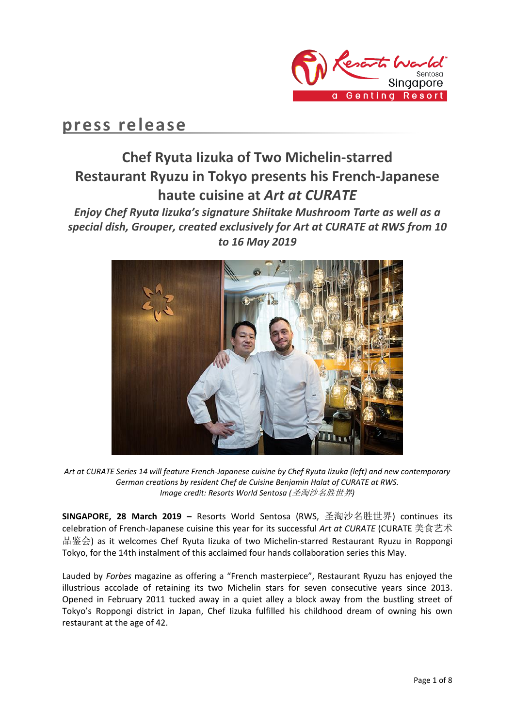press release

# Chef Ryuta Iizuka of Two Michelin-starred Restaurant Ryuzu in Tokyo presents his French-Japanese haute cuisine at *Art at CURATE*

***Enjoy Chef Ryuta Iizuka's signature Shiitake Mushroom Tarte as well as a special dish, Grouper, created exclusively for Art at CURATE at RWS from 10 to 16 May 2019***

*Art at CURATE Series 14 will feature French-Japanese cuisine by Chef Ryuta Iizuka (left) and new contemporary German creations by resident Chef de Cuisine Benjamin Halat of CURATE at RWS.*
*Image credit: Resorts World Sentosa (圣淘沙名胜世界)*

**SINGAPORE, 28 March 2019 –** Resorts World Sentosa (RWS, 圣淘沙名胜世界) continues its celebration of French-Japanese cuisine this year for its successful *Art at CURATE* (CURATE 美食艺术品鉴会) as it welcomes Chef Ryuta Iizuka of two Michelin-starred Restaurant Ryuzu in Roppongi Tokyo, for the 14th instalment of this acclaimed four hands collaboration series this May.

Lauded by *Forbes* magazine as offering a "French masterpiece", Restaurant Ryuzu has enjoyed the illustrious accolade of retaining its two Michelin stars for seven consecutive years since 2013. Opened in February 2011 tucked away in a quiet alley a block away from the bustling street of Tokyo's Roppongi district in Japan, Chef Iizuka fulfilled his childhood dream of owning his own restaurant at the age of 42.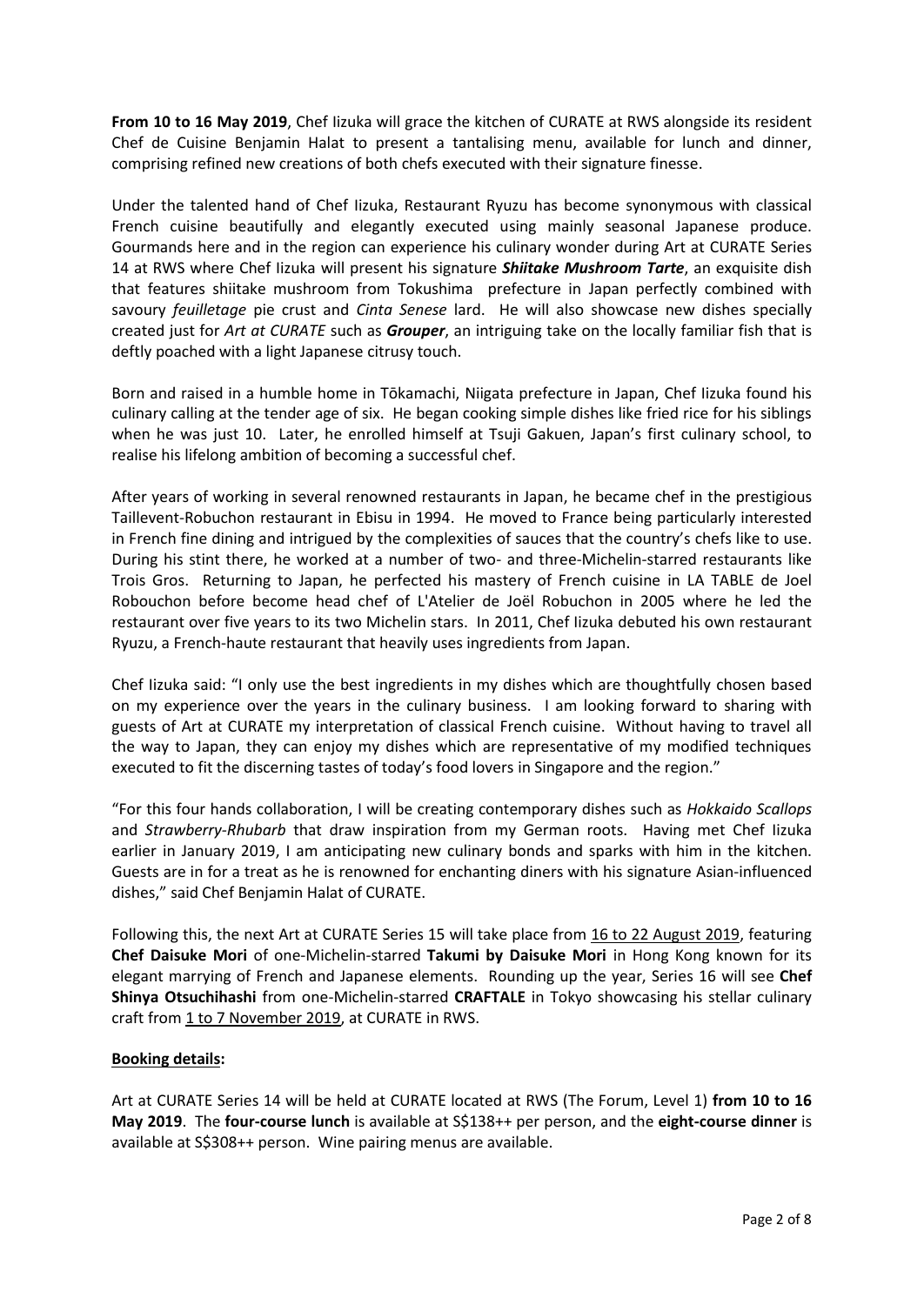**From 10 to 16 May 2019**, Chef Iizuka will grace the kitchen of CURATE at RWS alongside its resident Chef de Cuisine Benjamin Halat to present a tantalising menu, available for lunch and dinner, comprising refined new creations of both chefs executed with their signature finesse.

Under the talented hand of Chef Iizuka, Restaurant Ryuzu has become synonymous with classical French cuisine beautifully and elegantly executed using mainly seasonal Japanese produce. Gourmands here and in the region can experience his culinary wonder during Art at CURATE Series 14 at RWS where Chef Iizuka will present his signature ***Shiitake Mushroom Tarte***, an exquisite dish that features shiitake mushroom from Tokushima prefecture in Japan perfectly combined with savoury *feuilletage* pie crust and *Cinta Senese* lard. He will also showcase new dishes specially created just for *Art at CURATE* such as ***Grouper***, an intriguing take on the locally familiar fish that is deftly poached with a light Japanese citrusy touch.

Born and raised in a humble home in Tōkamachi, Niigata prefecture in Japan, Chef Iizuka found his culinary calling at the tender age of six. He began cooking simple dishes like fried rice for his siblings when he was just 10. Later, he enrolled himself at Tsuji Gakuen, Japan's first culinary school, to realise his lifelong ambition of becoming a successful chef.

After years of working in several renowned restaurants in Japan, he became chef in the prestigious Taillevent-Robuchon restaurant in Ebisu in 1994. He moved to France being particularly interested in French fine dining and intrigued by the complexities of sauces that the country's chefs like to use. During his stint there, he worked at a number of two- and three-Michelin-starred restaurants like Trois Gros. Returning to Japan, he perfected his mastery of French cuisine in LA TABLE de Joel Robouchon before become head chef of L'Atelier de Joël Robuchon in 2005 where he led the restaurant over five years to its two Michelin stars. In 2011, Chef Iizuka debuted his own restaurant Ryuzu, a French-haute restaurant that heavily uses ingredients from Japan.

Chef Iizuka said: "I only use the best ingredients in my dishes which are thoughtfully chosen based on my experience over the years in the culinary business. I am looking forward to sharing with guests of Art at CURATE my interpretation of classical French cuisine. Without having to travel all the way to Japan, they can enjoy my dishes which are representative of my modified techniques executed to fit the discerning tastes of today's food lovers in Singapore and the region."

"For this four hands collaboration, I will be creating contemporary dishes such as *Hokkaido Scallops* and *Strawberry-Rhubarb* that draw inspiration from my German roots. Having met Chef Iizuka earlier in January 2019, I am anticipating new culinary bonds and sparks with him in the kitchen. Guests are in for a treat as he is renowned for enchanting diners with his signature Asian-influenced dishes," said Chef Benjamin Halat of CURATE.

Following this, the next Art at CURATE Series 15 will take place from 16 to 22 August 2019, featuring **Chef Daisuke Mori** of one-Michelin-starred **Takumi by Daisuke Mori** in Hong Kong known for its elegant marrying of French and Japanese elements. Rounding up the year, Series 16 will see **Chef Shinya Otsuchihashi** from one-Michelin-starred **CRAFTALE** in Tokyo showcasing his stellar culinary craft from 1 to 7 November 2019, at CURATE in RWS.

**Booking details:**

Art at CURATE Series 14 will be held at CURATE located at RWS (The Forum, Level 1) **from 10 to 16 May 2019**. The **four-course lunch** is available at S$138++ per person, and the **eight-course dinner** is available at S$308++ person. Wine pairing menus are available.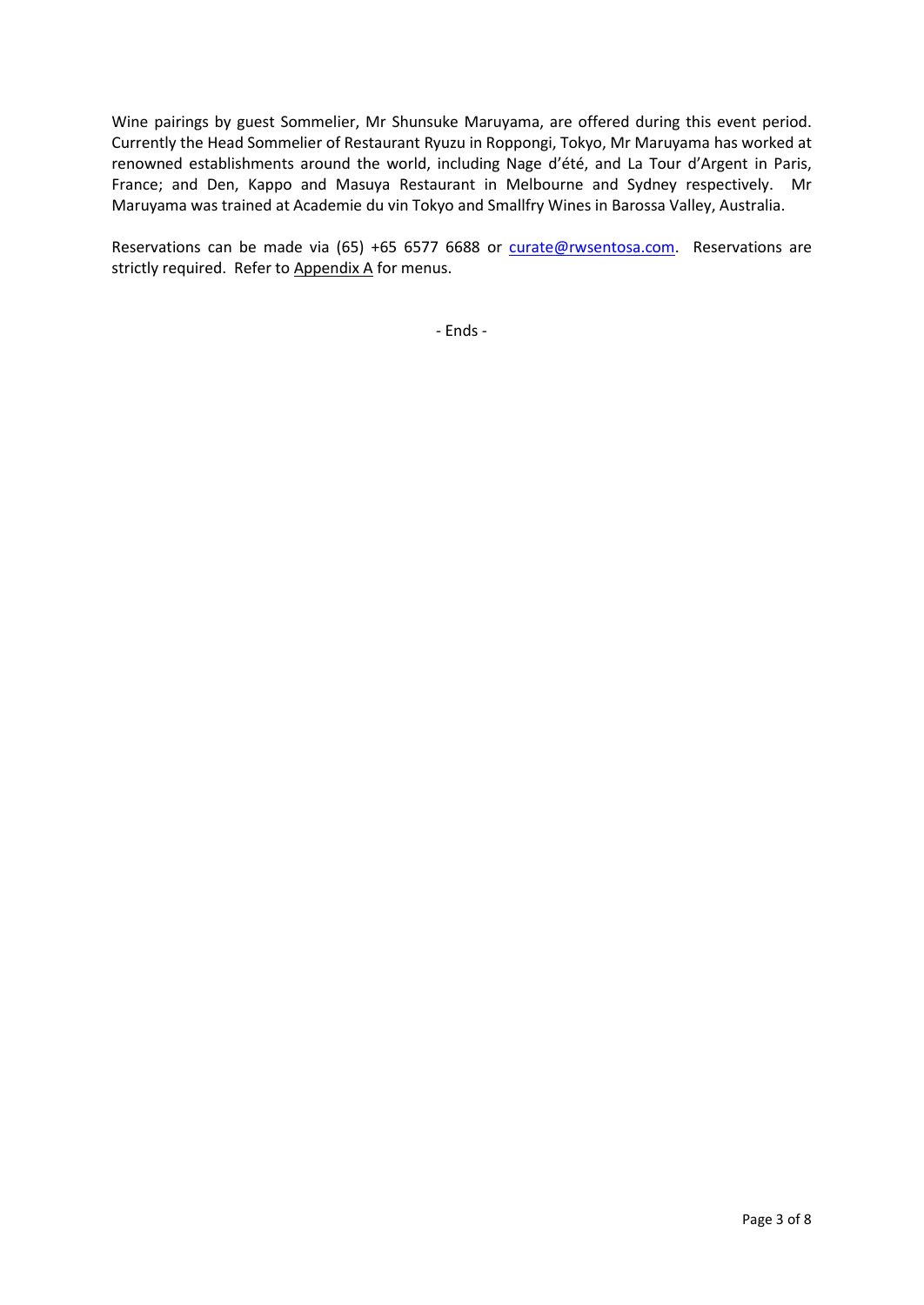Wine pairings by guest Sommelier, Mr Shunsuke Maruyama, are offered during this event period. Currently the Head Sommelier of Restaurant Ryuzu in Roppongi, Tokyo, Mr Maruyama has worked at renowned establishments around the world, including Nage d'été, and La Tour d'Argent in Paris, France; and Den, Kappo and Masuya Restaurant in Melbourne and Sydney respectively. Mr Maruyama was trained at Academie du vin Tokyo and Smallfry Wines in Barossa Valley, Australia.

Reservations can be made via (65) +65 6577 6688 or curate@rwsentosa.com. Reservations are strictly required. Refer to Appendix A for menus.

- Ends -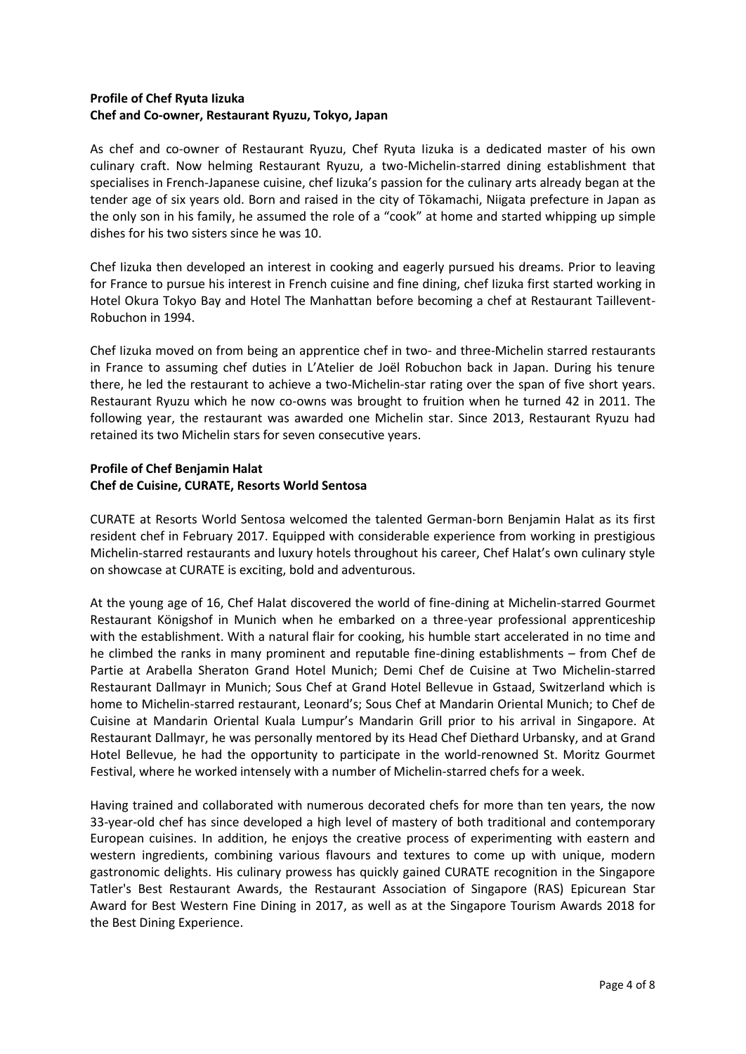**Profile of Chef Ryuta Iizuka**
**Chef and Co-owner, Restaurant Ryuzu, Tokyo, Japan**

As chef and co-owner of Restaurant Ryuzu, Chef Ryuta Iizuka is a dedicated master of his own culinary craft. Now helming Restaurant Ryuzu, a two-Michelin-starred dining establishment that specialises in French-Japanese cuisine, chef Iizuka's passion for the culinary arts already began at the tender age of six years old. Born and raised in the city of Tōkamachi, Niigata prefecture in Japan as the only son in his family, he assumed the role of a "cook" at home and started whipping up simple dishes for his two sisters since he was 10.

Chef Iizuka then developed an interest in cooking and eagerly pursued his dreams. Prior to leaving for France to pursue his interest in French cuisine and fine dining, chef Iizuka first started working in Hotel Okura Tokyo Bay and Hotel The Manhattan before becoming a chef at Restaurant Taillevent-Robuchon in 1994.

Chef Iizuka moved on from being an apprentice chef in two- and three-Michelin starred restaurants in France to assuming chef duties in L'Atelier de Joël Robuchon back in Japan. During his tenure there, he led the restaurant to achieve a two-Michelin-star rating over the span of five short years. Restaurant Ryuzu which he now co-owns was brought to fruition when he turned 42 in 2011. The following year, the restaurant was awarded one Michelin star. Since 2013, Restaurant Ryuzu had retained its two Michelin stars for seven consecutive years.

**Profile of Chef Benjamin Halat**
**Chef de Cuisine, CURATE, Resorts World Sentosa**

CURATE at Resorts World Sentosa welcomed the talented German-born Benjamin Halat as its first resident chef in February 2017. Equipped with considerable experience from working in prestigious Michelin-starred restaurants and luxury hotels throughout his career, Chef Halat's own culinary style on showcase at CURATE is exciting, bold and adventurous.

At the young age of 16, Chef Halat discovered the world of fine-dining at Michelin-starred Gourmet Restaurant Königshof in Munich when he embarked on a three-year professional apprenticeship with the establishment. With a natural flair for cooking, his humble start accelerated in no time and he climbed the ranks in many prominent and reputable fine-dining establishments – from Chef de Partie at Arabella Sheraton Grand Hotel Munich; Demi Chef de Cuisine at Two Michelin-starred Restaurant Dallmayr in Munich; Sous Chef at Grand Hotel Bellevue in Gstaad, Switzerland which is home to Michelin-starred restaurant, Leonard's; Sous Chef at Mandarin Oriental Munich; to Chef de Cuisine at Mandarin Oriental Kuala Lumpur's Mandarin Grill prior to his arrival in Singapore. At Restaurant Dallmayr, he was personally mentored by its Head Chef Diethard Urbansky, and at Grand Hotel Bellevue, he had the opportunity to participate in the world-renowned St. Moritz Gourmet Festival, where he worked intensely with a number of Michelin-starred chefs for a week.

Having trained and collaborated with numerous decorated chefs for more than ten years, the now 33-year-old chef has since developed a high level of mastery of both traditional and contemporary European cuisines. In addition, he enjoys the creative process of experimenting with eastern and western ingredients, combining various flavours and textures to come up with unique, modern gastronomic delights. His culinary prowess has quickly gained CURATE recognition in the Singapore Tatler's Best Restaurant Awards, the Restaurant Association of Singapore (RAS) Epicurean Star Award for Best Western Fine Dining in 2017, as well as at the Singapore Tourism Awards 2018 for the Best Dining Experience.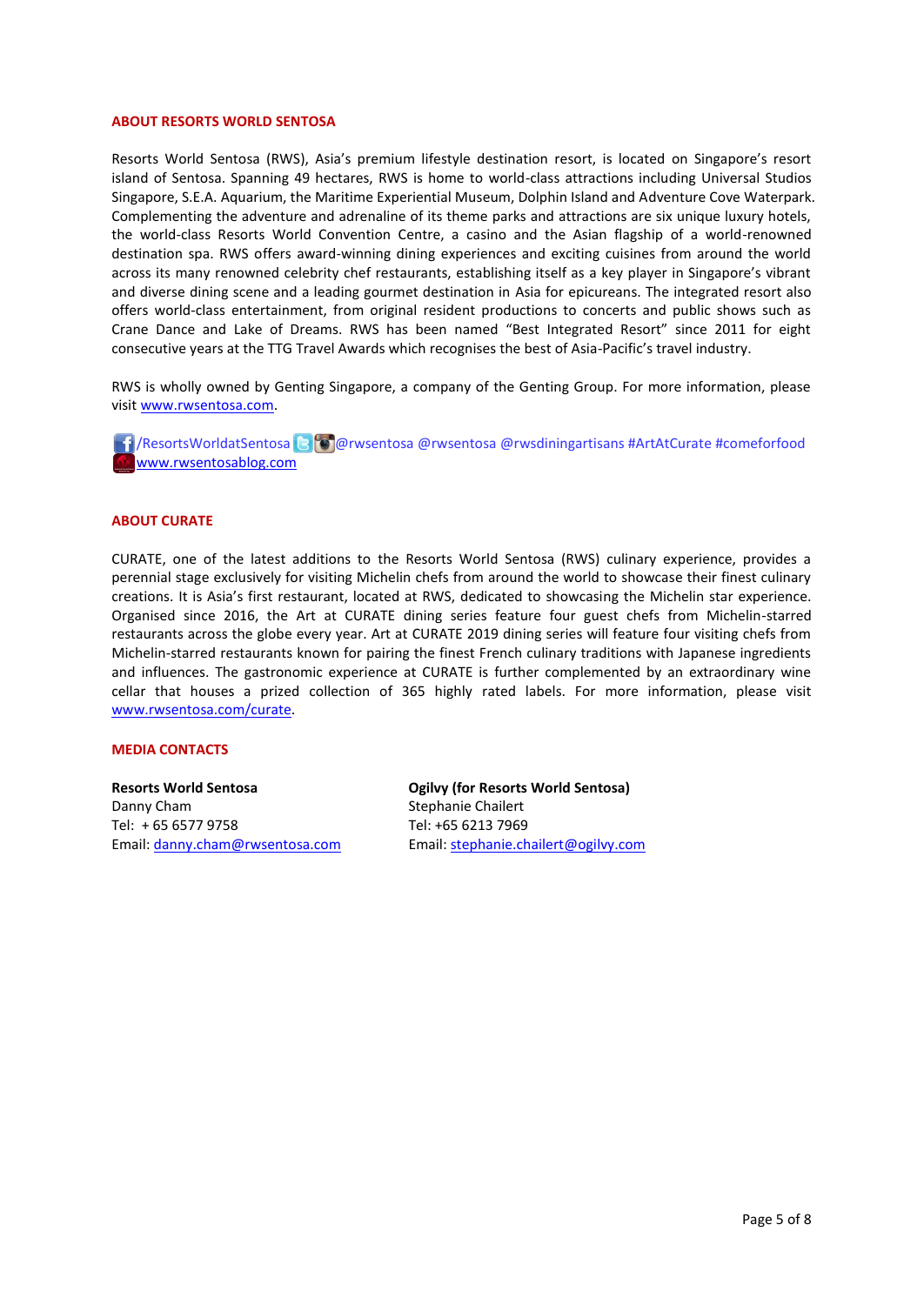### ABOUT RESORTS WORLD SENTOSA

Resorts World Sentosa (RWS), Asia's premium lifestyle destination resort, is located on Singapore's resort island of Sentosa. Spanning 49 hectares, RWS is home to world-class attractions including Universal Studios Singapore, S.E.A. Aquarium, the Maritime Experiential Museum, Dolphin Island and Adventure Cove Waterpark. Complementing the adventure and adrenaline of its theme parks and attractions are six unique luxury hotels, the world-class Resorts World Convention Centre, a casino and the Asian flagship of a world-renowned destination spa. RWS offers award-winning dining experiences and exciting cuisines from around the world across its many renowned celebrity chef restaurants, establishing itself as a key player in Singapore's vibrant and diverse dining scene and a leading gourmet destination in Asia for epicureans. The integrated resort also offers world-class entertainment, from original resident productions to concerts and public shows such as Crane Dance and Lake of Dreams. RWS has been named "Best Integrated Resort" since 2011 for eight consecutive years at the TTG Travel Awards which recognises the best of Asia-Pacific's travel industry.

RWS is wholly owned by Genting Singapore, a company of the Genting Group. For more information, please visit www.rwsentosa.com.

/ResortsWorldatSentosa @rwsentosa @rwsentosa @rwsdiningartisans #ArtAtCurate #comeforfood
www.rwsentosablog.com

### ABOUT CURATE

CURATE, one of the latest additions to the Resorts World Sentosa (RWS) culinary experience, provides a perennial stage exclusively for visiting Michelin chefs from around the world to showcase their finest culinary creations. It is Asia's first restaurant, located at RWS, dedicated to showcasing the Michelin star experience. Organised since 2016, the Art at CURATE dining series feature four guest chefs from Michelin-starred restaurants across the globe every year. Art at CURATE 2019 dining series will feature four visiting chefs from Michelin-starred restaurants known for pairing the finest French culinary traditions with Japanese ingredients and influences. The gastronomic experience at CURATE is further complemented by an extraordinary wine cellar that houses a prized collection of 365 highly rated labels. For more information, please visit www.rwsentosa.com/curate.

### MEDIA CONTACTS

**Resorts World Sentosa**
Danny Cham
Tel: + 65 6577 9758
Email: danny.cham@rwsentosa.com

**Ogilvy (for Resorts World Sentosa)**
Stephanie Chailert
Tel: +65 6213 7969
Email: stephanie.chailert@ogilvy.com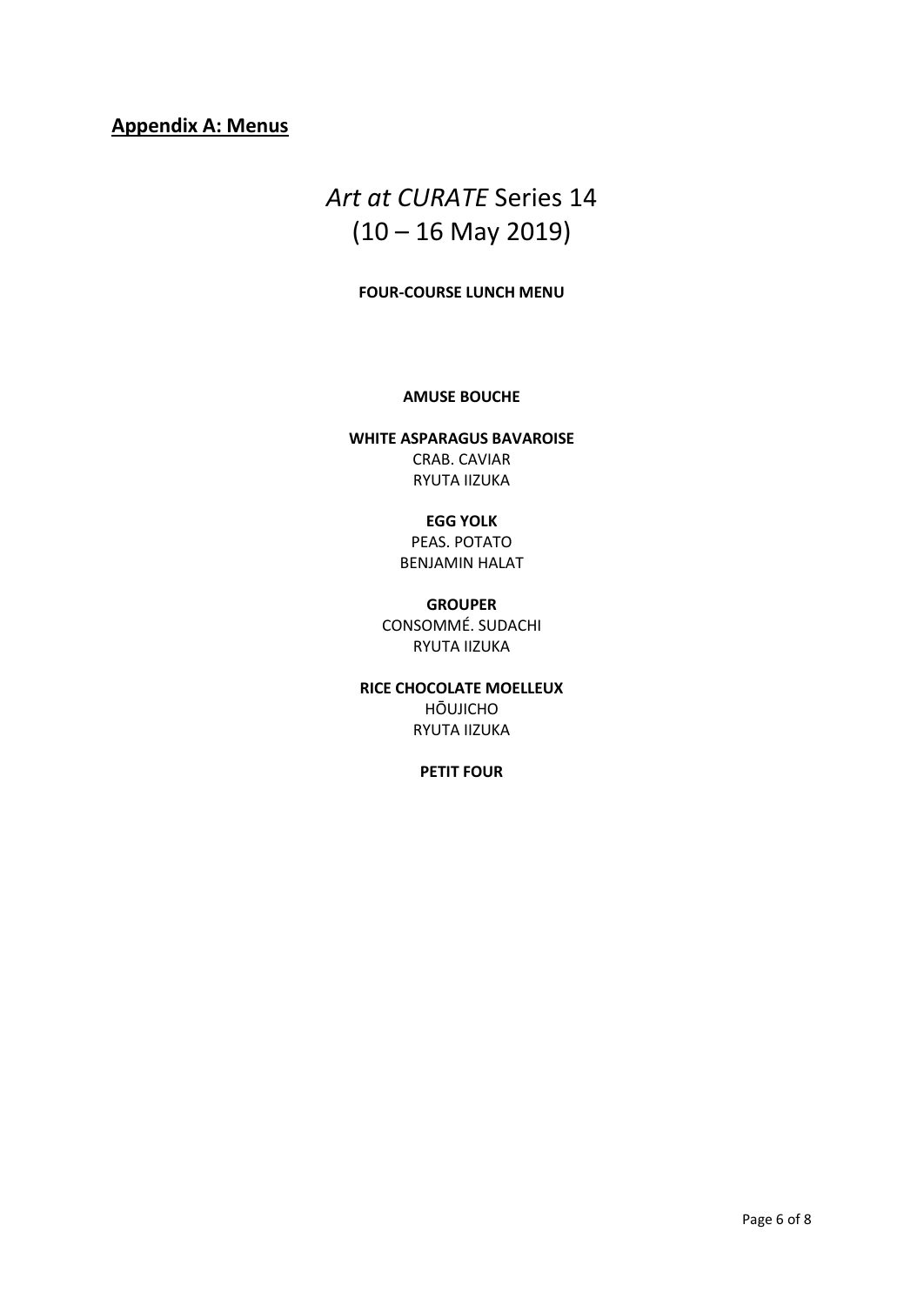## **Appendix A: Menus**

# *Art at CURATE* Series 14
# (10 – 16 May 2019)

**FOUR-COURSE LUNCH MENU**

**AMUSE BOUCHE**

**WHITE ASPARAGUS BAVAROISE**
CRAB. CAVIAR
RYUTA IIZUKA

**EGG YOLK**
PEAS. POTATO
BENJAMIN HALAT

**GROUPER**
CONSOMMÉ. SUDACHI
RYUTA IIZUKA

**RICE CHOCOLATE MOELLEUX**
HŌUJICHO
RYUTA IIZUKA

**PETIT FOUR**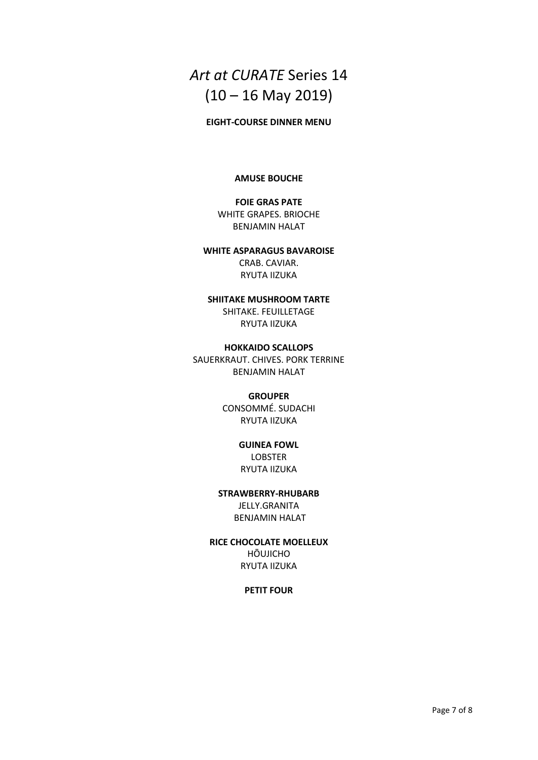# *Art at CURATE* Series 14 (10 – 16 May 2019)

**EIGHT-COURSE DINNER MENU**

**AMUSE BOUCHE**

**FOIE GRAS PATE**
WHITE GRAPES. BRIOCHE
BENJAMIN HALAT

**WHITE ASPARAGUS BAVAROISE**
CRAB. CAVIAR.
RYUTA IIZUKA

**SHIITAKE MUSHROOM TARTE**
SHITAKE. FEUILLETAGE
RYUTA IIZUKA

**HOKKAIDO SCALLOPS**
SAUERKRAUT. CHIVES. PORK TERRINE
BENJAMIN HALAT

**GROUPER**
CONSOMMÉ. SUDACHI
RYUTA IIZUKA

**GUINEA FOWL**
LOBSTER
RYUTA IIZUKA

**STRAWBERRY-RHUBARB**
JELLY.GRANITA
BENJAMIN HALAT

**RICE CHOCOLATE MOELLEUX**
HŌUJICHO
RYUTA IIZUKA

**PETIT FOUR**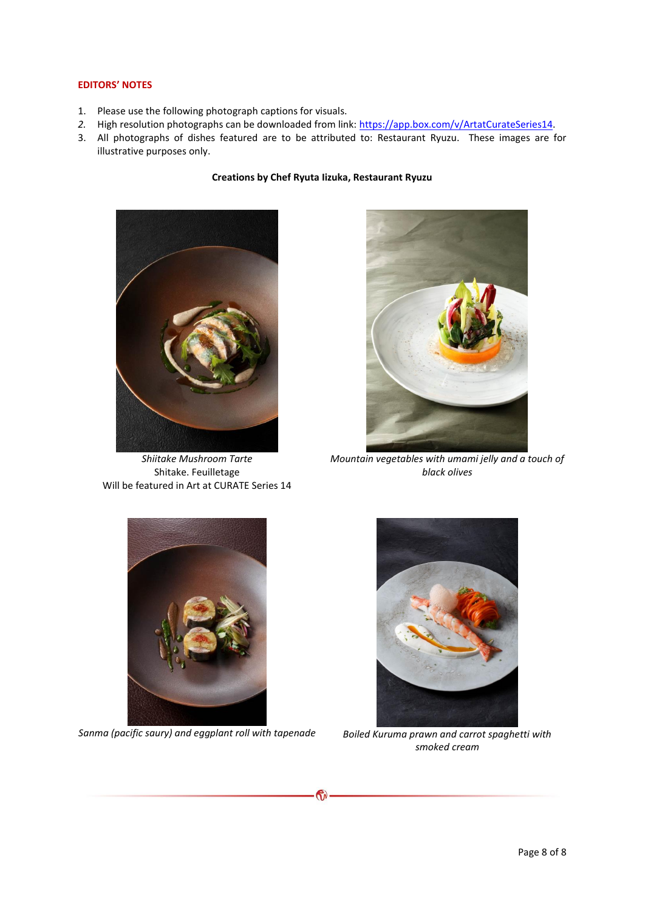**EDITORS' NOTES**

1. Please use the following photograph captions for visuals.
2. High resolution photographs can be downloaded from link: https://app.box.com/v/ArtatCurateSeries14.
3. All photographs of dishes featured are to be attributed to: Restaurant Ryuzu. These images are for illustrative purposes only.

**Creations by Chef Ryuta Iizuka, Restaurant Ryuzu**

*Shiitake Mushroom Tarte*
Shitake. Feuilletage
Will be featured in Art at CURATE Series 14

*Mountain vegetables with umami jelly and a touch of black olives*

*Sanma (pacific saury) and eggplant roll with tapenade*

*Boiled Kuruma prawn and carrot spaghetti with smoked cream*